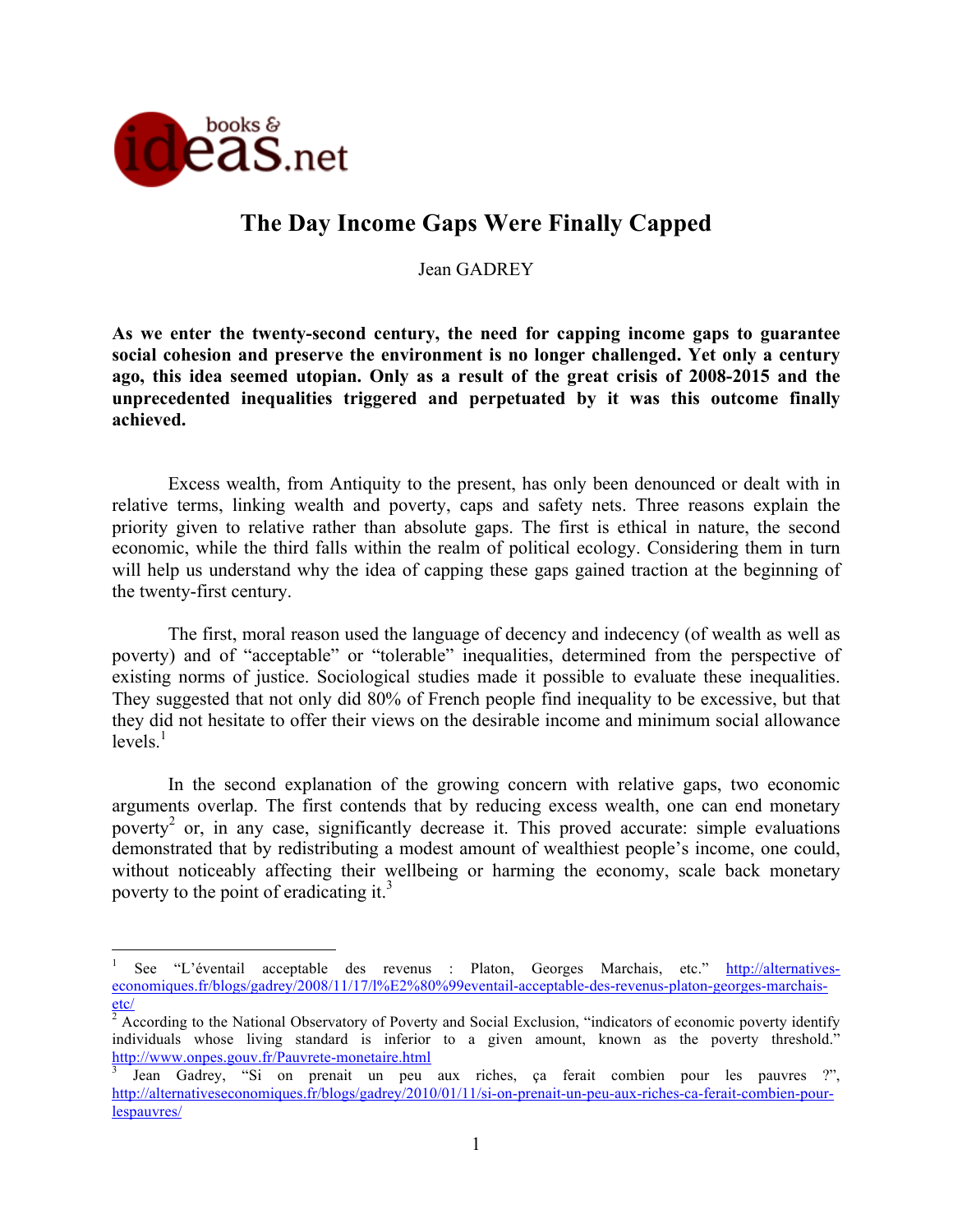# The Day Income Gaps Were Finally Capped

Jean GADREY

**As we enter the twenty-second century, the need for capping income gaps to guarantee social cohesion and preserve the environment is no longer challenged. Yet only a century ago, this idea seemed utopian. Only as a result of the great crisis of 2008-2015 and the unprecedented inequalities triggered and perpetuated by it was this outcome finally achieved.**

Excess wealth, from Antiquity to the present, has only been denounced or dealt with in relative terms, linking wealth and poverty, caps and safety nets. Three reasons explain the priority given to relative rather than absolute gaps. The first is ethical in nature, the second economic, while the third falls within the realm of political ecology. Considering them in turn will help us understand why the idea of capping these gaps gained traction at the beginning of the twenty-first century.

The first, moral reason used the language of decency and indecency (of wealth as well as poverty) and of "acceptable" or "tolerable" inequalities, determined from the perspective of existing norms of justice. Sociological studies made it possible to evaluate these inequalities. They suggested that not only did 80% of French people find inequality to be excessive, but that they did not hesitate to offer their views on the desirable income and minimum social allowance levels.[1]

In the second explanation of the growing concern with relative gaps, two economic arguments overlap. The first contends that by reducing excess wealth, one can end monetary poverty[2] or, in any case, significantly decrease it. This proved accurate: simple evaluations demonstrated that by redistributing a modest amount of wealthiest people's income, one could, without noticeably affecting their wellbeing or harming the economy, scale back monetary poverty to the point of eradicating it.[3]

---

[1] See "L'éventail acceptable des revenus : Platon, Georges Marchais, etc." http://alternatives-economiques.fr/blogs/gadrey/2008/11/17/l%E2%80%99eventail-acceptable-des-revenus-platon-georges-marchais-etc/

[2] According to the National Observatory of Poverty and Social Exclusion, "indicators of economic poverty identify individuals whose living standard is inferior to a given amount, known as the poverty threshold." http://www.onpes.gouv.fr/Pauvrete-monetaire.html

[3] Jean Gadrey, "Si on prenait un peu aux riches, ça ferait combien pour les pauvres ?", http://alternativeseconomiques.fr/blogs/gadrey/2010/01/11/si-on-prenait-un-peu-aux-riches-ca-ferait-combien-pour-lespauvres/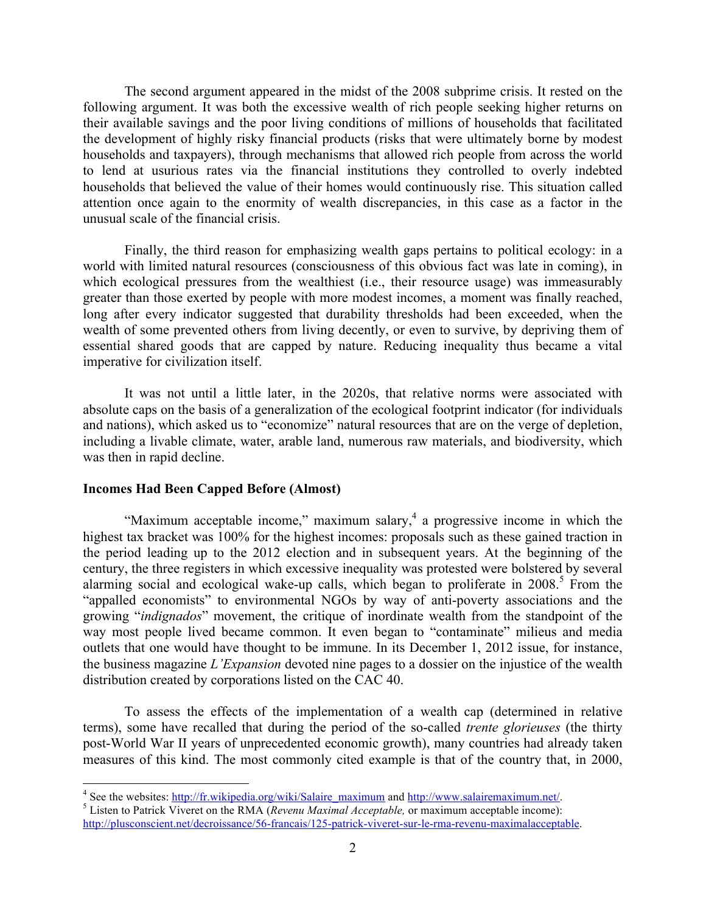The second argument appeared in the midst of the 2008 subprime crisis. It rested on the following argument. It was both the excessive wealth of rich people seeking higher returns on their available savings and the poor living conditions of millions of households that facilitated the development of highly risky financial products (risks that were ultimately borne by modest households and taxpayers), through mechanisms that allowed rich people from across the world to lend at usurious rates via the financial institutions they controlled to overly indebted households that believed the value of their homes would continuously rise. This situation called attention once again to the enormity of wealth discrepancies, in this case as a factor in the unusual scale of the financial crisis.

Finally, the third reason for emphasizing wealth gaps pertains to political ecology: in a world with limited natural resources (consciousness of this obvious fact was late in coming), in which ecological pressures from the wealthiest (i.e., their resource usage) was immeasurably greater than those exerted by people with more modest incomes, a moment was finally reached, long after every indicator suggested that durability thresholds had been exceeded, when the wealth of some prevented others from living decently, or even to survive, by depriving them of essential shared goods that are capped by nature. Reducing inequality thus became a vital imperative for civilization itself.

It was not until a little later, in the 2020s, that relative norms were associated with absolute caps on the basis of a generalization of the ecological footprint indicator (for individuals and nations), which asked us to "economize" natural resources that are on the verge of depletion, including a livable climate, water, arable land, numerous raw materials, and biodiversity, which was then in rapid decline.

**Incomes Had Been Capped Before (Almost)**

"Maximum acceptable income," maximum salary,[4] a progressive income in which the highest tax bracket was 100% for the highest incomes: proposals such as these gained traction in the period leading up to the 2012 election and in subsequent years. At the beginning of the century, the three registers in which excessive inequality was protested were bolstered by several alarming social and ecological wake-up calls, which began to proliferate in 2008.[5] From the "appalled economists" to environmental NGOs by way of anti-poverty associations and the growing "*indignados*" movement, the critique of inordinate wealth from the standpoint of the way most people lived became common. It even began to "contaminate" milieus and media outlets that one would have thought to be immune. In its December 1, 2012 issue, for instance, the business magazine *L'Expansion* devoted nine pages to a dossier on the injustice of the wealth distribution created by corporations listed on the CAC 40.

To assess the effects of the implementation of a wealth cap (determined in relative terms), some have recalled that during the period of the so-called *trente glorieuses* (the thirty post-World War II years of unprecedented economic growth), many countries had already taken measures of this kind. The most commonly cited example is that of the country that, in 2000,

[4] See the websites: http://fr.wikipedia.org/wiki/Salaire_maximum and http://www.salairemaximum.net/.

[5] Listen to Patrick Viveret on the RMA (*Revenu Maximal Acceptable,* or maximum acceptable income): http://plusconscient.net/decroissance/56-francais/125-patrick-viveret-sur-le-rma-revenu-maximalacceptable.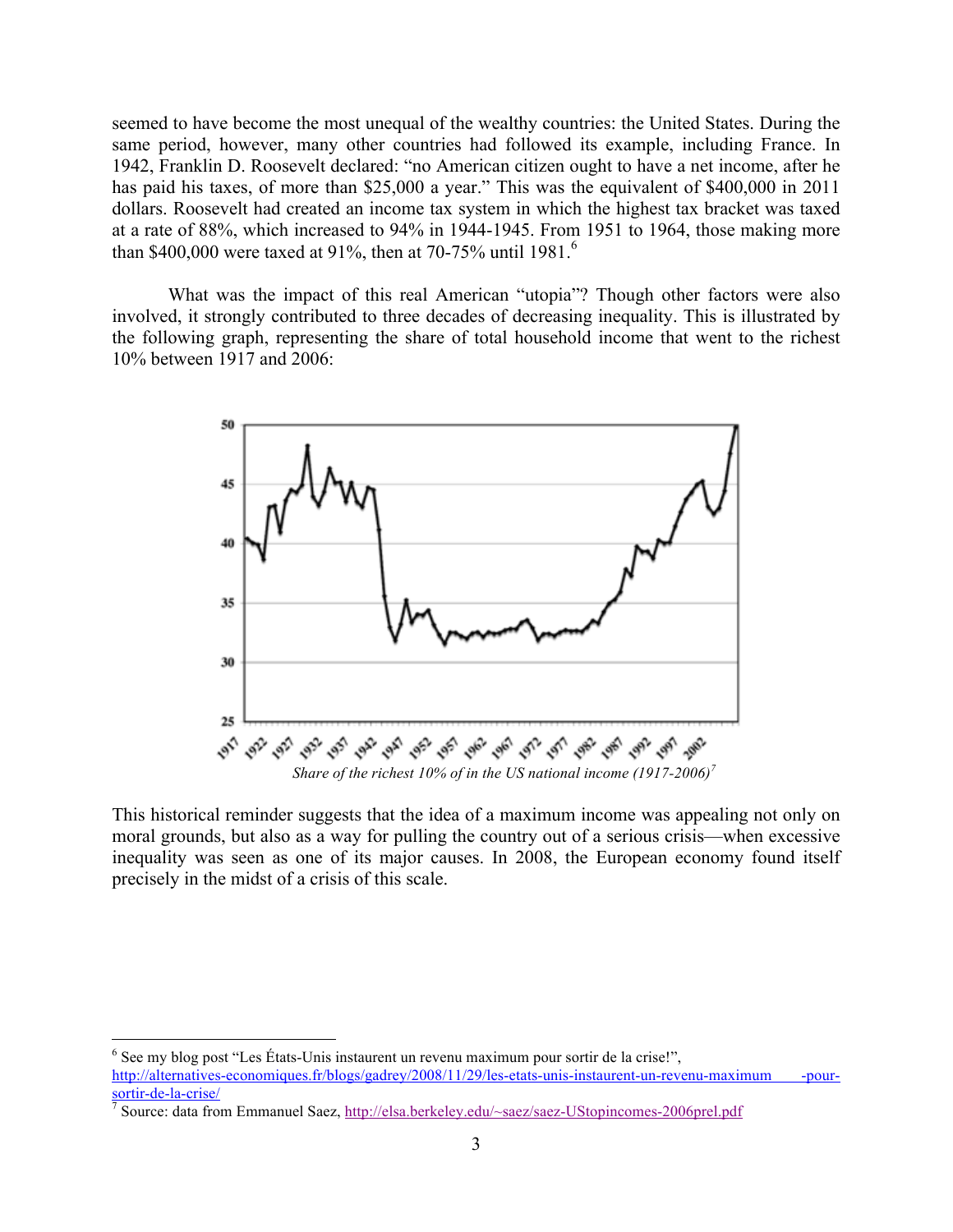seemed to have become the most unequal of the wealthy countries: the United States. During the same period, however, many other countries had followed its example, including France. In 1942, Franklin D. Roosevelt declared: "no American citizen ought to have a net income, after he has paid his taxes, of more than $25,000 a year." This was the equivalent of $400,000 in 2011 dollars. Roosevelt had created an income tax system in which the highest tax bracket was taxed at a rate of 88%, which increased to 94% in 1944-1945. From 1951 to 1964, those making more than $400,000 were taxed at 91%, then at 70-75% until 1981.[6]

What was the impact of this real American "utopia"? Though other factors were also involved, it strongly contributed to three decades of decreasing inequality. This is illustrated by the following graph, representing the share of total household income that went to the richest 10% between 1917 and 2006:

*Share of the richest 10% of in the US national income (1917-2006)*[7]

This historical reminder suggests that the idea of a maximum income was appealing not only on moral grounds, but also as a way for pulling the country out of a serious crisis—when excessive inequality was seen as one of its major causes. In 2008, the European economy found itself precisely in the midst of a crisis of this scale.

---

[6] See my blog post "Les États-Unis instaurent un revenu maximum pour sortir de la crise!", http://alternatives-economiques.fr/blogs/gadrey/2008/11/29/les-etats-unis-instaurent-un-revenu-maximum-pour-sortir-de-la-crise/

[7] Source: data from Emmanuel Saez, http://elsa.berkeley.edu/~saez/saez-UStopincomes-2006prel.pdf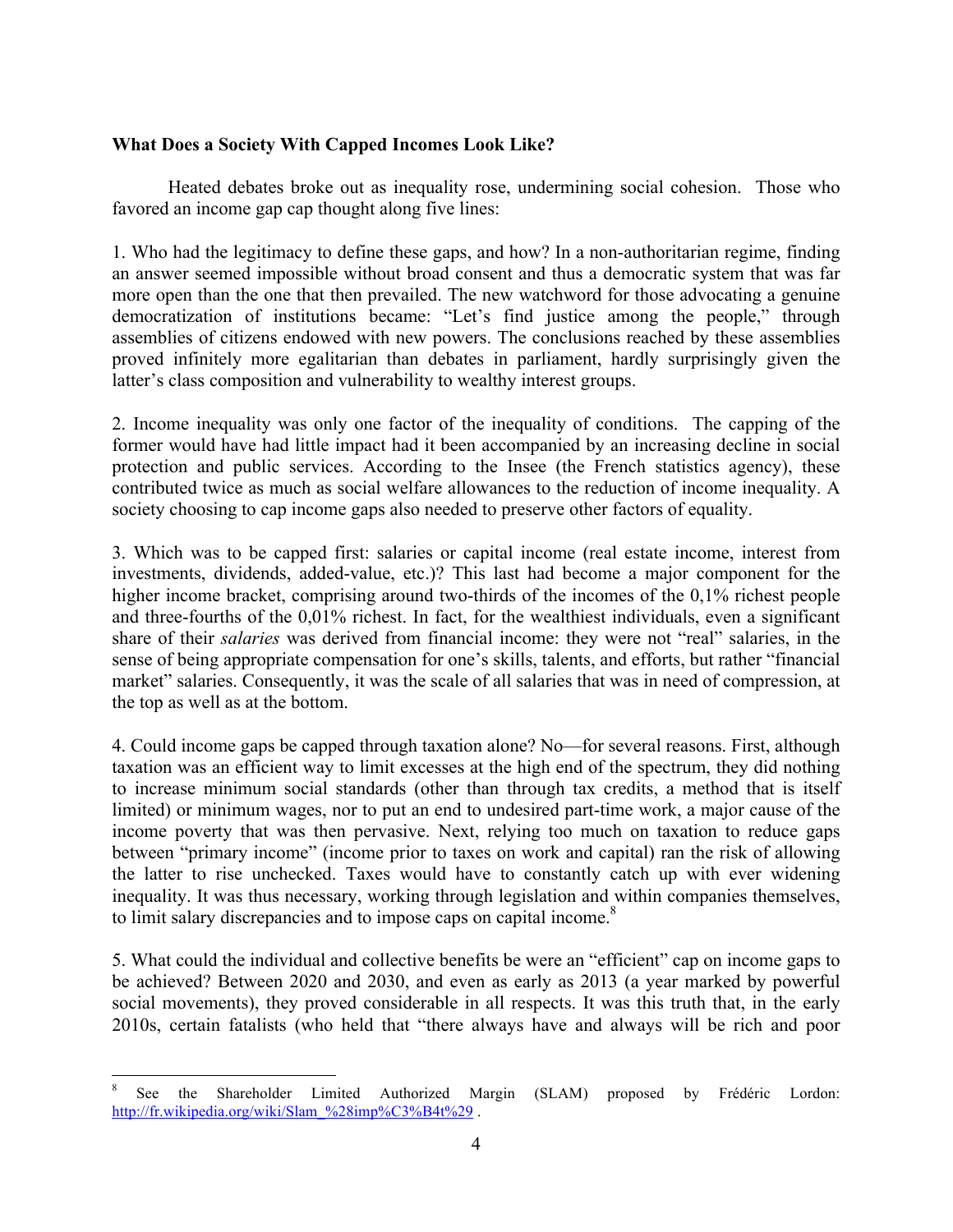**What Does a Society With Capped Incomes Look Like?**

Heated debates broke out as inequality rose, undermining social cohesion. Those who favored an income gap cap thought along five lines:

1. Who had the legitimacy to define these gaps, and how? In a non-authoritarian regime, finding an answer seemed impossible without broad consent and thus a democratic system that was far more open than the one that then prevailed. The new watchword for those advocating a genuine democratization of institutions became: "Let's find justice among the people," through assemblies of citizens endowed with new powers. The conclusions reached by these assemblies proved infinitely more egalitarian than debates in parliament, hardly surprisingly given the latter's class composition and vulnerability to wealthy interest groups.

2. Income inequality was only one factor of the inequality of conditions. The capping of the former would have had little impact had it been accompanied by an increasing decline in social protection and public services. According to the Insee (the French statistics agency), these contributed twice as much as social welfare allowances to the reduction of income inequality. A society choosing to cap income gaps also needed to preserve other factors of equality.

3. Which was to be capped first: salaries or capital income (real estate income, interest from investments, dividends, added-value, etc.)? This last had become a major component for the higher income bracket, comprising around two-thirds of the incomes of the 0,1% richest people and three-fourths of the 0,01% richest. In fact, for the wealthiest individuals, even a significant share of their *salaries* was derived from financial income: they were not "real" salaries, in the sense of being appropriate compensation for one's skills, talents, and efforts, but rather "financial market" salaries. Consequently, it was the scale of all salaries that was in need of compression, at the top as well as at the bottom.

4. Could income gaps be capped through taxation alone? No—for several reasons. First, although taxation was an efficient way to limit excesses at the high end of the spectrum, they did nothing to increase minimum social standards (other than through tax credits, a method that is itself limited) or minimum wages, nor to put an end to undesired part-time work, a major cause of the income poverty that was then pervasive. Next, relying too much on taxation to reduce gaps between "primary income" (income prior to taxes on work and capital) ran the risk of allowing the latter to rise unchecked. Taxes would have to constantly catch up with ever widening inequality. It was thus necessary, working through legislation and within companies themselves, to limit salary discrepancies and to impose caps on capital income.[8]

5. What could the individual and collective benefits be were an "efficient" cap on income gaps to be achieved? Between 2020 and 2030, and even as early as 2013 (a year marked by powerful social movements), they proved considerable in all respects. It was this truth that, in the early 2010s, certain fatalists (who held that "there always have and always will be rich and poor

---

[8] See the Shareholder Limited Authorized Margin (SLAM) proposed by Frédéric Lordon: http://fr.wikipedia.org/wiki/Slam_%28imp%C3%B4t%29 .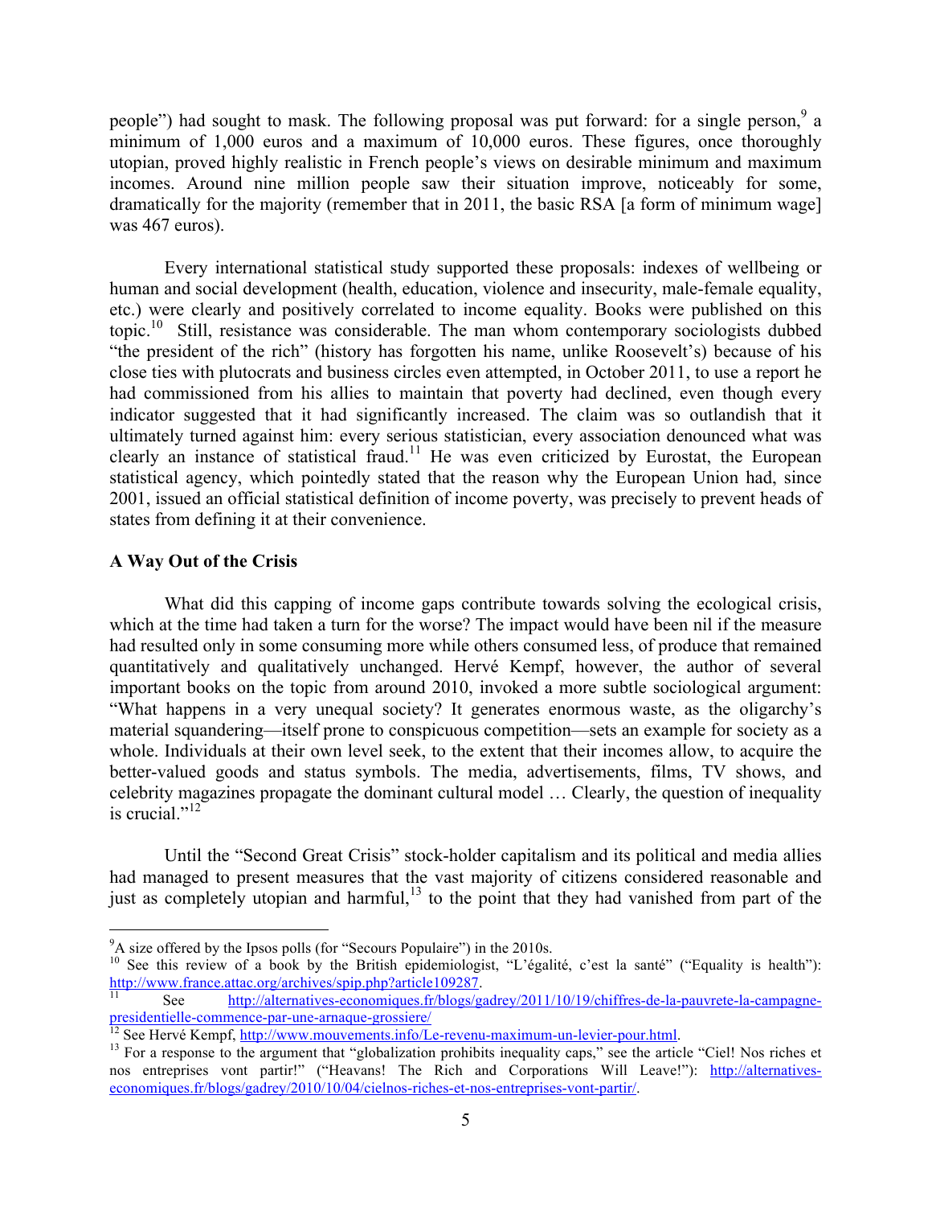people") had sought to mask. The following proposal was put forward: for a single person,[9] a minimum of 1,000 euros and a maximum of 10,000 euros. These figures, once thoroughly utopian, proved highly realistic in French people's views on desirable minimum and maximum incomes. Around nine million people saw their situation improve, noticeably for some, dramatically for the majority (remember that in 2011, the basic RSA [a form of minimum wage] was 467 euros).

Every international statistical study supported these proposals: indexes of wellbeing or human and social development (health, education, violence and insecurity, male-female equality, etc.) were clearly and positively correlated to income equality. Books were published on this topic.[10] Still, resistance was considerable. The man whom contemporary sociologists dubbed "the president of the rich" (history has forgotten his name, unlike Roosevelt's) because of his close ties with plutocrats and business circles even attempted, in October 2011, to use a report he had commissioned from his allies to maintain that poverty had declined, even though every indicator suggested that it had significantly increased. The claim was so outlandish that it ultimately turned against him: every serious statistician, every association denounced what was clearly an instance of statistical fraud.[11] He was even criticized by Eurostat, the European statistical agency, which pointedly stated that the reason why the European Union had, since 2001, issued an official statistical definition of income poverty, was precisely to prevent heads of states from defining it at their convenience.

**A Way Out of the Crisis**

What did this capping of income gaps contribute towards solving the ecological crisis, which at the time had taken a turn for the worse? The impact would have been nil if the measure had resulted only in some consuming more while others consumed less, of produce that remained quantitatively and qualitatively unchanged. Hervé Kempf, however, the author of several important books on the topic from around 2010, invoked a more subtle sociological argument: "What happens in a very unequal society? It generates enormous waste, as the oligarchy's material squandering—itself prone to conspicuous competition—sets an example for society as a whole. Individuals at their own level seek, to the extent that their incomes allow, to acquire the better-valued goods and status symbols. The media, advertisements, films, TV shows, and celebrity magazines propagate the dominant cultural model … Clearly, the question of inequality is crucial."[12]

Until the "Second Great Crisis" stock-holder capitalism and its political and media allies had managed to present measures that the vast majority of citizens considered reasonable and just as completely utopian and harmful,[13] to the point that they had vanished from part of the

---

[9] A size offered by the Ipsos polls (for "Secours Populaire") in the 2010s.

[10] See this review of a book by the British epidemiologist, "L'égalité, c'est la santé" ("Equality is health"): http://www.france.attac.org/archives/spip.php?article109287.

[11] See http://alternatives-economiques.fr/blogs/gadrey/2011/10/19/chiffres-de-la-pauvrete-la-campagne-presidentielle-commence-par-une-arnaque-grossiere/

[12] See Hervé Kempf, http://www.mouvements.info/Le-revenu-maximum-un-levier-pour.html.

[13] For a response to the argument that "globalization prohibits inequality caps," see the article "Ciel! Nos riches et nos entreprises vont partir!" ("Heavans! The Rich and Corporations Will Leave!"): http://alternatives-economiques.fr/blogs/gadrey/2010/10/04/cielnos-riches-et-nos-entreprises-vont-partir/.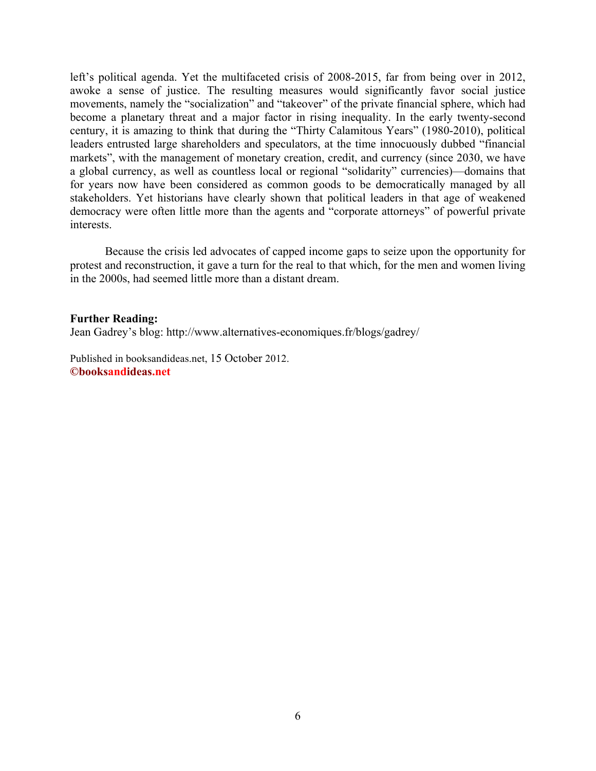left's political agenda. Yet the multifaceted crisis of 2008-2015, far from being over in 2012, awoke a sense of justice. The resulting measures would significantly favor social justice movements, namely the "socialization" and "takeover" of the private financial sphere, which had become a planetary threat and a major factor in rising inequality. In the early twenty-second century, it is amazing to think that during the "Thirty Calamitous Years" (1980-2010), political leaders entrusted large shareholders and speculators, at the time innocuously dubbed "financial markets", with the management of monetary creation, credit, and currency (since 2030, we have a global currency, as well as countless local or regional "solidarity" currencies)—domains that for years now have been considered as common goods to be democratically managed by all stakeholders. Yet historians have clearly shown that political leaders in that age of weakened democracy were often little more than the agents and "corporate attorneys" of powerful private interests.

Because the crisis led advocates of capped income gaps to seize upon the opportunity for protest and reconstruction, it gave a turn for the real to that which, for the men and women living in the 2000s, had seemed little more than a distant dream.

**Further Reading:**
Jean Gadrey's blog: http://www.alternatives-economiques.fr/blogs/gadrey/

Published in booksandideas.net, 15 October 2012.
**©booksandideas.net**